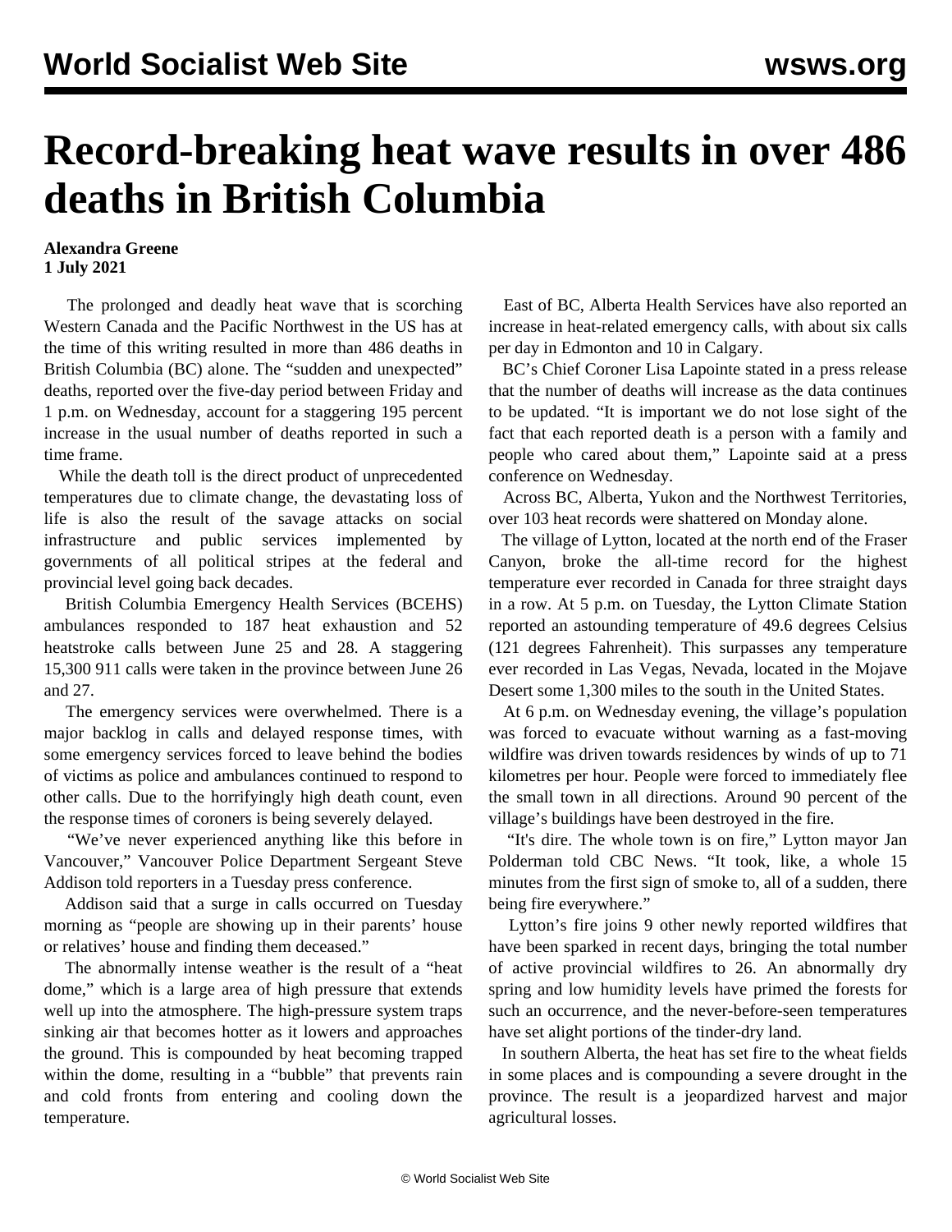# Record-breaking heat wave results in over 486 deaths in British Columbia

**Alexandra Greene**
**1 July 2021**

The prolonged and deadly heat wave that is scorching Western Canada and the Pacific Northwest in the US has at the time of this writing resulted in more than 486 deaths in British Columbia (BC) alone. The "sudden and unexpected" deaths, reported over the five-day period between Friday and 1 p.m. on Wednesday, account for a staggering 195 percent increase in the usual number of deaths reported in such a time frame.

While the death toll is the direct product of unprecedented temperatures due to climate change, the devastating loss of life is also the result of the savage attacks on social infrastructure and public services implemented by governments of all political stripes at the federal and provincial level going back decades.

British Columbia Emergency Health Services (BCEHS) ambulances responded to 187 heat exhaustion and 52 heatstroke calls between June 25 and 28. A staggering 15,300 911 calls were taken in the province between June 26 and 27.

The emergency services were overwhelmed. There is a major backlog in calls and delayed response times, with some emergency services forced to leave behind the bodies of victims as police and ambulances continued to respond to other calls. Due to the horrifyingly high death count, even the response times of coroners is being severely delayed.

"We've never experienced anything like this before in Vancouver," Vancouver Police Department Sergeant Steve Addison told reporters in a Tuesday press conference.

Addison said that a surge in calls occurred on Tuesday morning as "people are showing up in their parents' house or relatives' house and finding them deceased."

The abnormally intense weather is the result of a "heat dome," which is a large area of high pressure that extends well up into the atmosphere. The high-pressure system traps sinking air that becomes hotter as it lowers and approaches the ground. This is compounded by heat becoming trapped within the dome, resulting in a "bubble" that prevents rain and cold fronts from entering and cooling down the temperature.

East of BC, Alberta Health Services have also reported an increase in heat-related emergency calls, with about six calls per day in Edmonton and 10 in Calgary.

BC's Chief Coroner Lisa Lapointe stated in a press release that the number of deaths will increase as the data continues to be updated. "It is important we do not lose sight of the fact that each reported death is a person with a family and people who cared about them," Lapointe said at a press conference on Wednesday.

Across BC, Alberta, Yukon and the Northwest Territories, over 103 heat records were shattered on Monday alone.

The village of Lytton, located at the north end of the Fraser Canyon, broke the all-time record for the highest temperature ever recorded in Canada for three straight days in a row. At 5 p.m. on Tuesday, the Lytton Climate Station reported an astounding temperature of 49.6 degrees Celsius (121 degrees Fahrenheit). This surpasses any temperature ever recorded in Las Vegas, Nevada, located in the Mojave Desert some 1,300 miles to the south in the United States.

At 6 p.m. on Wednesday evening, the village's population was forced to evacuate without warning as a fast-moving wildfire was driven towards residences by winds of up to 71 kilometres per hour. People were forced to immediately flee the small town in all directions. Around 90 percent of the village's buildings have been destroyed in the fire.

"It's dire. The whole town is on fire," Lytton mayor Jan Polderman told CBC News. "It took, like, a whole 15 minutes from the first sign of smoke to, all of a sudden, there being fire everywhere."

Lytton's fire joins 9 other newly reported wildfires that have been sparked in recent days, bringing the total number of active provincial wildfires to 26. An abnormally dry spring and low humidity levels have primed the forests for such an occurrence, and the never-before-seen temperatures have set alight portions of the tinder-dry land.

In southern Alberta, the heat has set fire to the wheat fields in some places and is compounding a severe drought in the province. The result is a jeopardized harvest and major agricultural losses.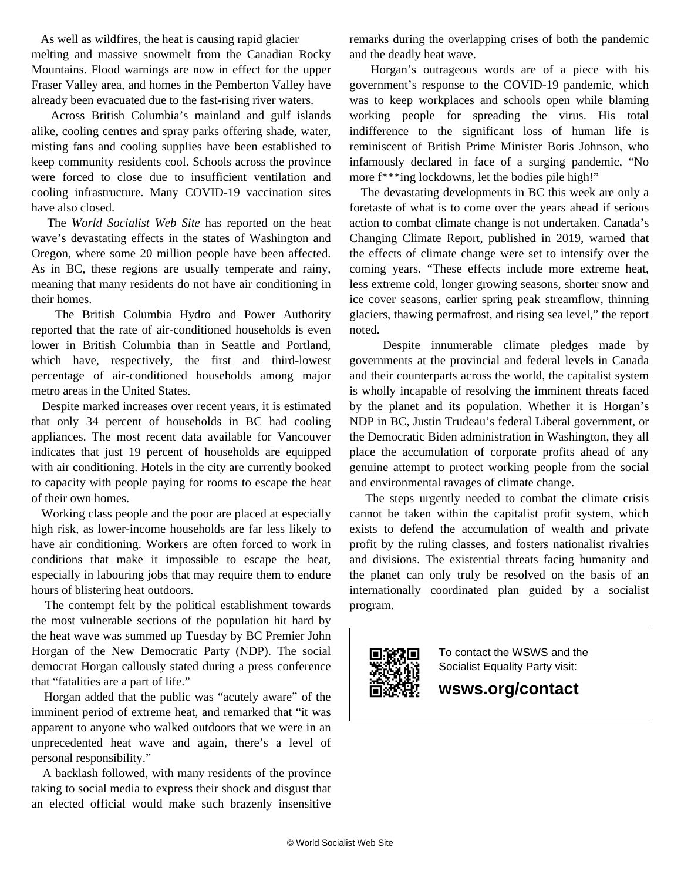As well as wildfires, the heat is causing rapid glacier melting and massive snowmelt from the Canadian Rocky Mountains. Flood warnings are now in effect for the upper Fraser Valley area, and homes in the Pemberton Valley have already been evacuated due to the fast-rising river waters.

Across British Columbia's mainland and gulf islands alike, cooling centres and spray parks offering shade, water, misting fans and cooling supplies have been established to keep community residents cool. Schools across the province were forced to close due to insufficient ventilation and cooling infrastructure. Many COVID-19 vaccination sites have also closed.

The *World Socialist Web Site* has reported on the heat wave's devastating effects in the states of Washington and Oregon, where some 20 million people have been affected. As in BC, these regions are usually temperate and rainy, meaning that many residents do not have air conditioning in their homes.

The British Columbia Hydro and Power Authority reported that the rate of air-conditioned households is even lower in British Columbia than in Seattle and Portland, which have, respectively, the first and third-lowest percentage of air-conditioned households among major metro areas in the United States.

Despite marked increases over recent years, it is estimated that only 34 percent of households in BC had cooling appliances. The most recent data available for Vancouver indicates that just 19 percent of households are equipped with air conditioning. Hotels in the city are currently booked to capacity with people paying for rooms to escape the heat of their own homes.

Working class people and the poor are placed at especially high risk, as lower-income households are far less likely to have air conditioning. Workers are often forced to work in conditions that make it impossible to escape the heat, especially in labouring jobs that may require them to endure hours of blistering heat outdoors.

The contempt felt by the political establishment towards the most vulnerable sections of the population hit hard by the heat wave was summed up Tuesday by BC Premier John Horgan of the New Democratic Party (NDP). The social democrat Horgan callously stated during a press conference that "fatalities are a part of life."

Horgan added that the public was "acutely aware" of the imminent period of extreme heat, and remarked that "it was apparent to anyone who walked outdoors that we were in an unprecedented heat wave and again, there's a level of personal responsibility."

A backlash followed, with many residents of the province taking to social media to express their shock and disgust that an elected official would make such brazenly insensitive remarks during the overlapping crises of both the pandemic and the deadly heat wave.

Horgan's outrageous words are of a piece with his government's response to the COVID-19 pandemic, which was to keep workplaces and schools open while blaming working people for spreading the virus. His total indifference to the significant loss of human life is reminiscent of British Prime Minister Boris Johnson, who infamously declared in face of a surging pandemic, "No more f***ing lockdowns, let the bodies pile high!"

The devastating developments in BC this week are only a foretaste of what is to come over the years ahead if serious action to combat climate change is not undertaken. Canada's Changing Climate Report, published in 2019, warned that the effects of climate change were set to intensify over the coming years. "These effects include more extreme heat, less extreme cold, longer growing seasons, shorter snow and ice cover seasons, earlier spring peak streamflow, thinning glaciers, thawing permafrost, and rising sea level," the report noted.

Despite innumerable climate pledges made by governments at the provincial and federal levels in Canada and their counterparts across the world, the capitalist system is wholly incapable of resolving the imminent threats faced by the planet and its population. Whether it is Horgan's NDP in BC, Justin Trudeau's federal Liberal government, or the Democratic Biden administration in Washington, they all place the accumulation of corporate profits ahead of any genuine attempt to protect working people from the social and environmental ravages of climate change.

The steps urgently needed to combat the climate crisis cannot be taken within the capitalist profit system, which exists to defend the accumulation of wealth and private profit by the ruling classes, and fosters nationalist rivalries and divisions. The existential threats facing humanity and the planet can only truly be resolved on the basis of an internationally coordinated plan guided by a socialist program.

To contact the WSWS and the Socialist Equality Party visit:

**wsws.org/contact**